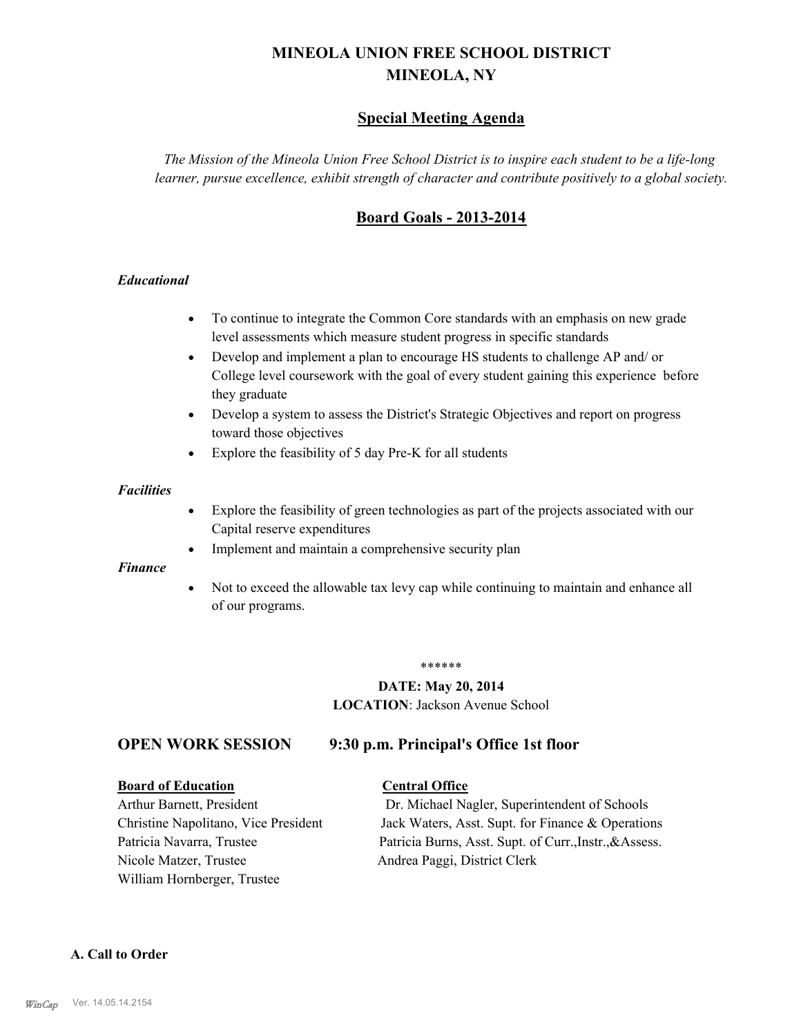# MINEOLA UNION FREE SCHOOL DISTRICT
# MINEOLA, NY

## Special Meeting Agenda

*The Mission of the Mineola Union Free School District is to inspire each student to be a life-long learner, pursue excellence, exhibit strength of character and contribute positively to a global society.*

## Board Goals - 2013-2014

***Educational***

- To continue to integrate the Common Core standards with an emphasis on new grade level assessments which measure student progress in specific standards
- Develop and implement a plan to encourage HS students to challenge AP and/ or College level coursework with the goal of every student gaining this experience before they graduate
- Develop a system to assess the District's Strategic Objectives and report on progress toward those objectives
- Explore the feasibility of 5 day Pre-K for all students

***Facilities***

- Explore the feasibility of green technologies as part of the projects associated with our Capital reserve expenditures
- Implement and maintain a comprehensive security plan

***Finance***

- Not to exceed the allowable tax levy cap while continuing to maintain and enhance all of our programs.

******

**DATE: May 20, 2014**
**LOCATION**: Jackson Avenue School

### OPEN WORK SESSION 9:30 p.m. Principal's Office 1st floor

**Board of Education**

Arthur Barnett, President
Christine Napolitano, Vice President
Patricia Navarra, Trustee
Nicole Matzer, Trustee
William Hornberger, Trustee

**Central Office**

Dr. Michael Nagler, Superintendent of Schools
Jack Waters, Asst. Supt. for Finance & Operations
Patricia Burns, Asst. Supt. of Curr.,Instr.,&Assess.
Andrea Paggi, District Clerk

**A. Call to Order**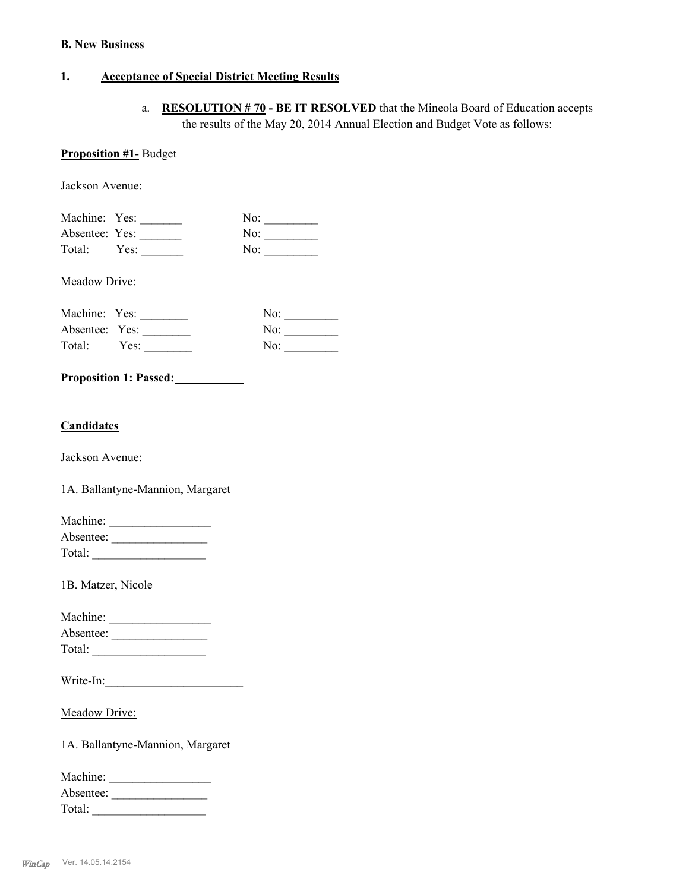**B. New Business**

**1. <u>Acceptance of Special District Meeting Results</u>**

a. **<u>RESOLUTION # 70</u> - BE IT RESOLVED** that the Mineola Board of Education accepts the results of the May 20, 2014 Annual Election and Budget Vote as follows:

**<u>Proposition #1-</u>** Budget

<u>Jackson Avenue:</u>

Machine: Yes: _______ No: _________
Absentee: Yes: _______ No: _________
Total: Yes: _______ No: _________

<u>Meadow Drive:</u>

Machine: Yes: ________ No: _________
Absentee: Yes: ________ No: _________
Total: Yes: ________ No: _________

**Proposition 1: Passed:___________**

**<u>Candidates</u>**

<u>Jackson Avenue:</u>

1A. Ballantyne-Mannion, Margaret

Machine: _________________
Absentee: ________________
Total: ___________________

1B. Matzer, Nicole

Machine: _________________
Absentee: ________________
Total: ___________________

Write-In:_______________________

<u>Meadow Drive:</u>

1A. Ballantyne-Mannion, Margaret

Machine: _________________
Absentee: ________________
Total: ___________________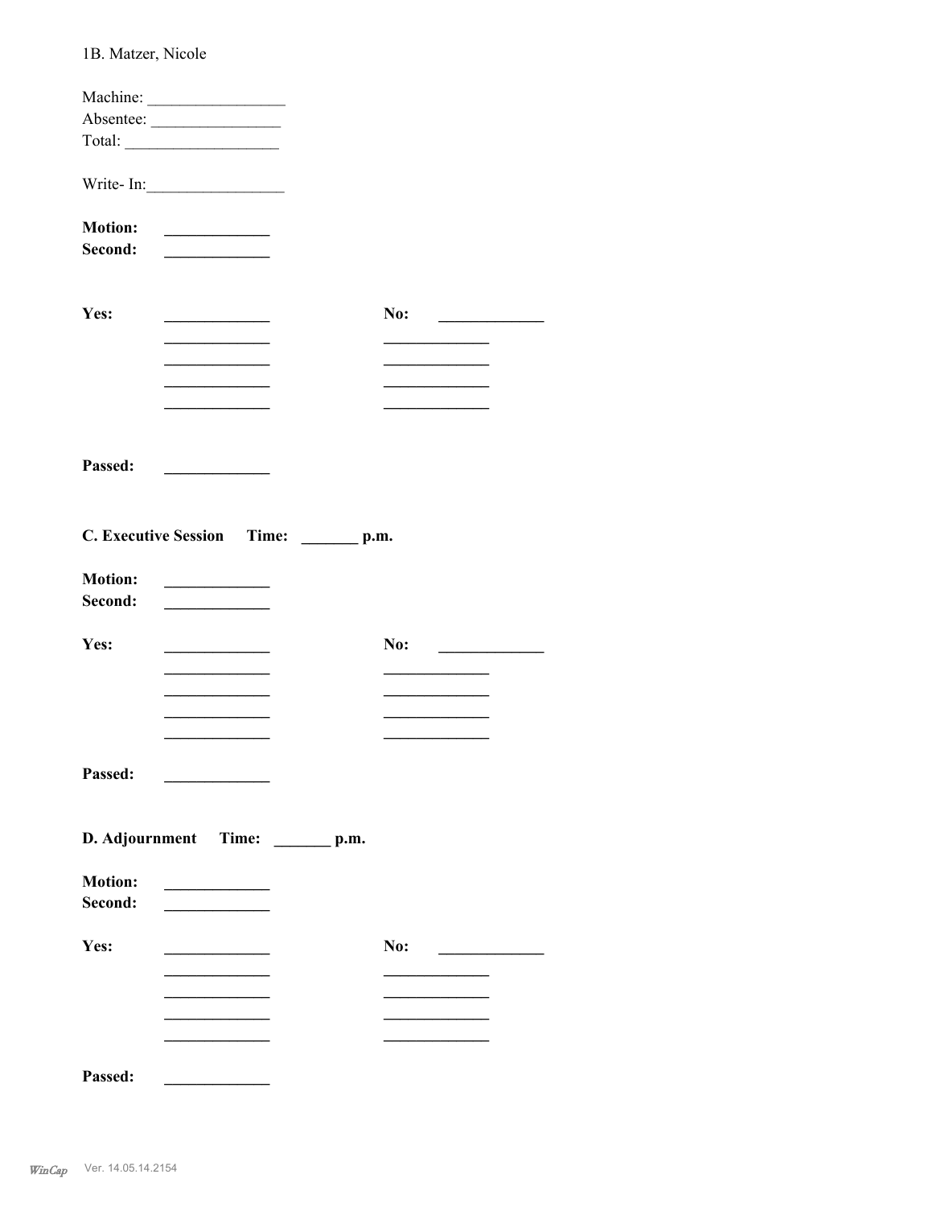1B. Matzer, Nicole

Machine: ________________
Absentee: _______________
Total: __________________

Write- In:_________________

**Motion:** _____________
**Second:** _____________

**Yes:** _____________ **No:** _____________
_____________ _____________
_____________ _____________
_____________ _____________
_____________ _____________

**Passed:** _____________

**C. Executive Session Time: _______ p.m.**

**Motion:** _____________
**Second:** _____________

**Yes:** _____________ **No:** _____________
_____________ _____________
_____________ _____________
_____________ _____________
_____________ _____________

**Passed:** _____________

**D. Adjournment Time: _______ p.m.**

**Motion:** _____________
**Second:** _____________

**Yes:** _____________ **No:** _____________
_____________ _____________
_____________ _____________
_____________ _____________
_____________ _____________

**Passed:** _____________